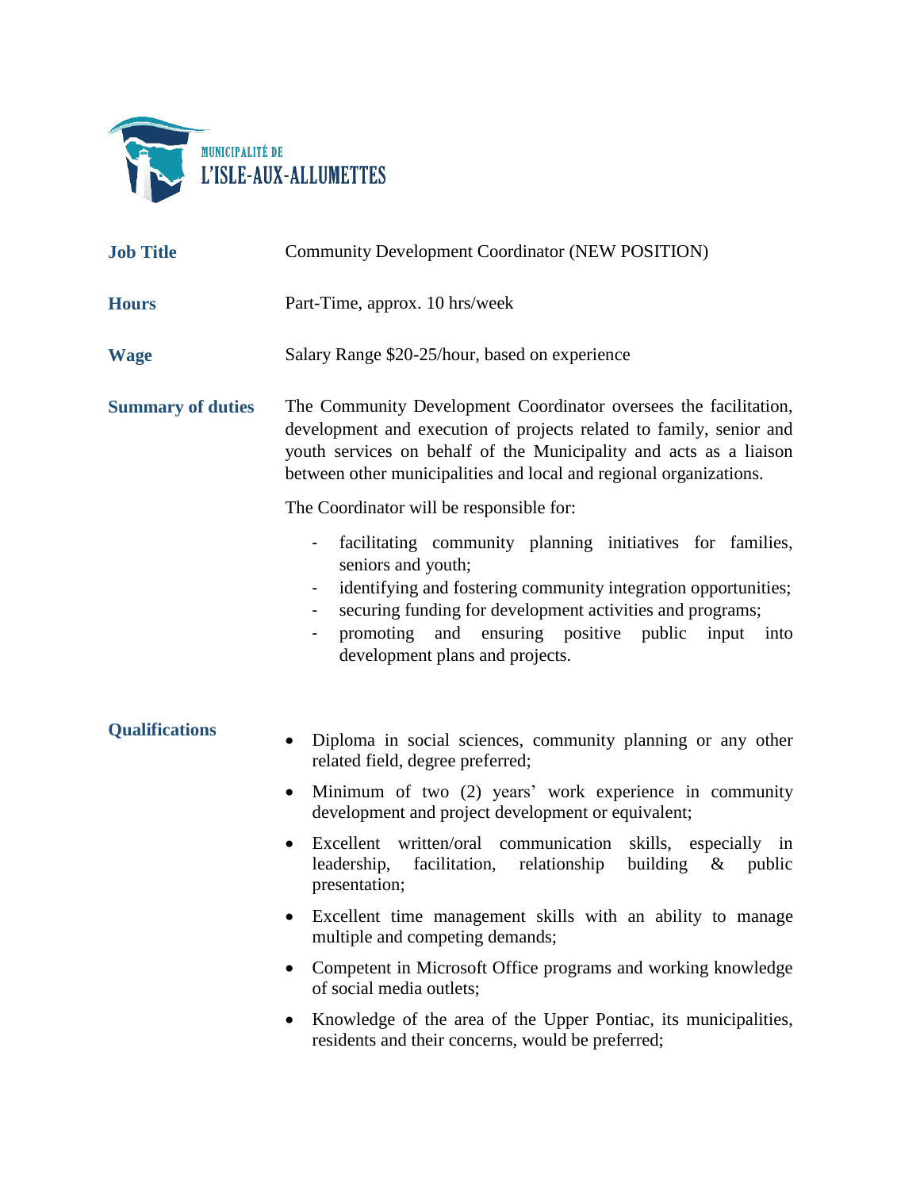MUNICIPALITÉ DE
L'ISLE-AUX-ALLUMETTES

**Job Title**

Community Development Coordinator (NEW POSITION)

**Hours**

Part-Time, approx. 10 hrs/week

**Wage**

Salary Range $20-25/hour, based on experience

**Summary of duties**

The Community Development Coordinator oversees the facilitation, development and execution of projects related to family, senior and youth services on behalf of the Municipality and acts as a liaison between other municipalities and local and regional organizations.

The Coordinator will be responsible for:

- facilitating community planning initiatives for families, seniors and youth;
- identifying and fostering community integration opportunities;
- securing funding for development activities and programs;
- promoting and ensuring positive public input into development plans and projects.

**Qualifications**

- Diploma in social sciences, community planning or any other related field, degree preferred;
- Minimum of two (2) years' work experience in community development and project development or equivalent;
- Excellent written/oral communication skills, especially in leadership, facilitation, relationship building & public presentation;
- Excellent time management skills with an ability to manage multiple and competing demands;
- Competent in Microsoft Office programs and working knowledge of social media outlets;
- Knowledge of the area of the Upper Pontiac, its municipalities, residents and their concerns, would be preferred;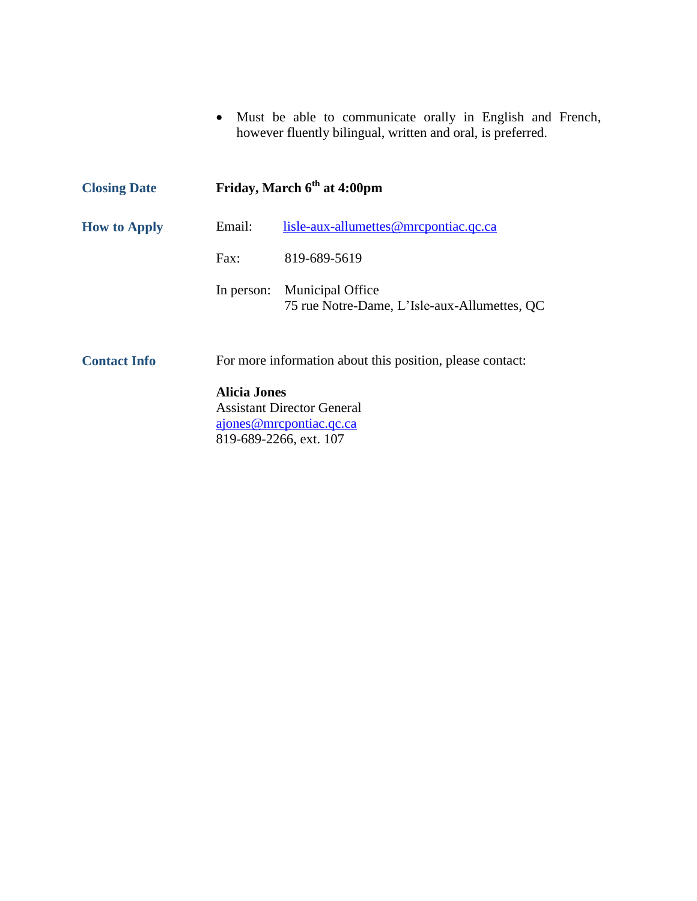- Must be able to communicate orally in English and French, however fluently bilingual, written and oral, is preferred.

**Closing Date** — **Friday, March 6th at 4:00pm**

**How to Apply**

Email: lisle-aux-allumettes@mrcpontiac.qc.ca

Fax: 819-689-5619

In person: Municipal Office
75 rue Notre-Dame, L'Isle-aux-Allumettes, QC

**Contact Info**

For more information about this position, please contact:

**Alicia Jones**
Assistant Director General
ajones@mrcpontiac.qc.ca
819-689-2266, ext. 107